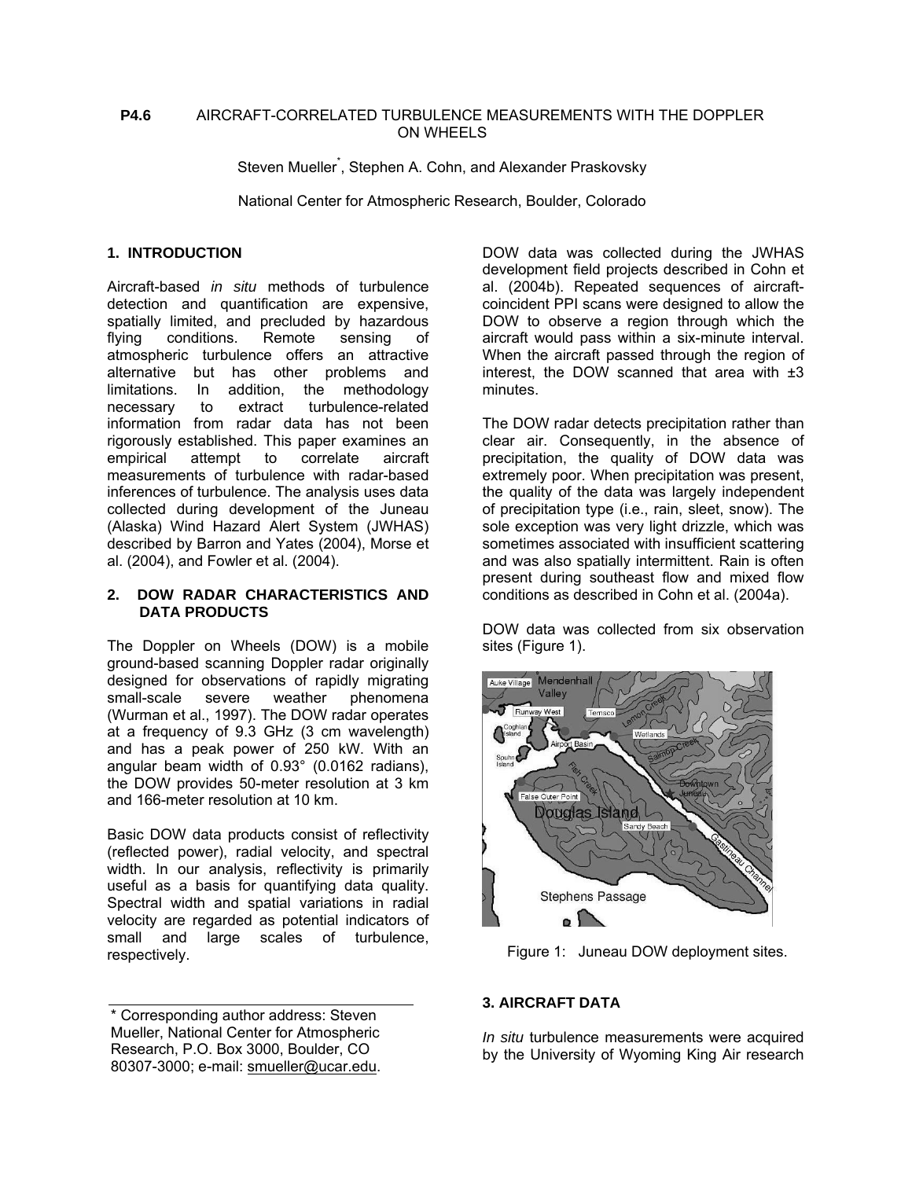**P4.6** AIRCRAFT-CORRELATED TURBULENCE MEASUREMENTS WITH THE DOPPLER ON WHEELS

Steven Mueller*, Stephen A. Cohn, and Alexander Praskovsky

National Center for Atmospheric Research, Boulder, Colorado

## 1. INTRODUCTION

Aircraft-based *in situ* methods of turbulence detection and quantification are expensive, spatially limited, and precluded by hazardous flying conditions. Remote sensing of atmospheric turbulence offers an attractive alternative but has other problems and limitations. In addition, the methodology necessary to extract turbulence-related information from radar data has not been rigorously established. This paper examines an empirical attempt to correlate aircraft measurements of turbulence with radar-based inferences of turbulence. The analysis uses data collected during development of the Juneau (Alaska) Wind Hazard Alert System (JWHAS) described by Barron and Yates (2004), Morse et al. (2004), and Fowler et al. (2004).

## 2. DOW RADAR CHARACTERISTICS AND DATA PRODUCTS

The Doppler on Wheels (DOW) is a mobile ground-based scanning Doppler radar originally designed for observations of rapidly migrating small-scale severe weather phenomena (Wurman et al., 1997). The DOW radar operates at a frequency of 9.3 GHz (3 cm wavelength) and has a peak power of 250 kW. With an angular beam width of 0.93° (0.0162 radians), the DOW provides 50-meter resolution at 3 km and 166-meter resolution at 10 km.

Basic DOW data products consist of reflectivity (reflected power), radial velocity, and spectral width. In our analysis, reflectivity is primarily useful as a basis for quantifying data quality. Spectral width and spatial variations in radial velocity are regarded as potential indicators of small and large scales of turbulence, respectively.

DOW data was collected during the JWHAS development field projects described in Cohn et al. (2004b). Repeated sequences of aircraft-coincident PPI scans were designed to allow the DOW to observe a region through which the aircraft would pass within a six-minute interval. When the aircraft passed through the region of interest, the DOW scanned that area with ±3 minutes.

The DOW radar detects precipitation rather than clear air. Consequently, in the absence of precipitation, the quality of DOW data was extremely poor. When precipitation was present, the quality of the data was largely independent of precipitation type (i.e., rain, sleet, snow). The sole exception was very light drizzle, which was sometimes associated with insufficient scattering and was also spatially intermittent. Rain is often present during southeast flow and mixed flow conditions as described in Cohn et al. (2004a).

DOW data was collected from six observation sites (Figure 1).

Figure 1: Juneau DOW deployment sites.

## 3. AIRCRAFT DATA

*In situ* turbulence measurements were acquired by the University of Wyoming King Air research

---

* Corresponding author address: Steven Mueller, National Center for Atmospheric Research, P.O. Box 3000, Boulder, CO 80307-3000; e-mail: smueller@ucar.edu.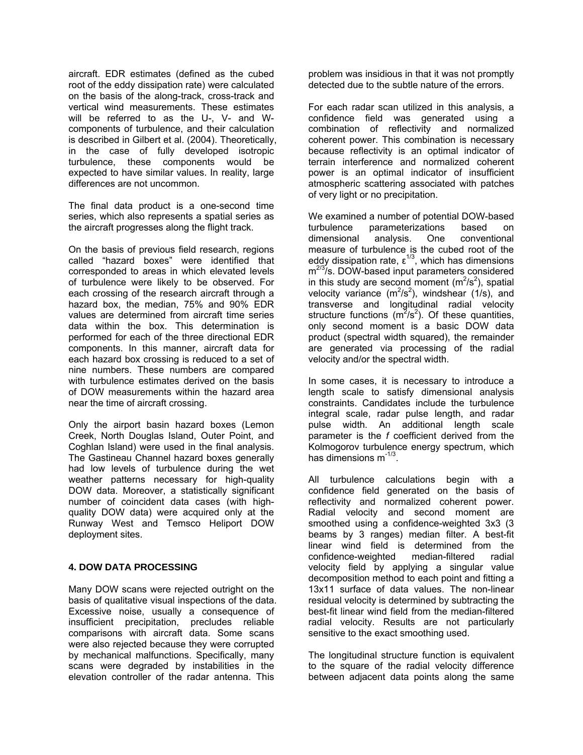aircraft. EDR estimates (defined as the cubed root of the eddy dissipation rate) were calculated on the basis of the along-track, cross-track and vertical wind measurements. These estimates will be referred to as the U-, V- and W-components of turbulence, and their calculation is described in Gilbert et al. (2004). Theoretically, in the case of fully developed isotropic turbulence, these components would be expected to have similar values. In reality, large differences are not uncommon.

The final data product is a one-second time series, which also represents a spatial series as the aircraft progresses along the flight track.

On the basis of previous field research, regions called "hazard boxes" were identified that corresponded to areas in which elevated levels of turbulence were likely to be observed. For each crossing of the research aircraft through a hazard box, the median, 75% and 90% EDR values are determined from aircraft time series data within the box. This determination is performed for each of the three directional EDR components. In this manner, aircraft data for each hazard box crossing is reduced to a set of nine numbers. These numbers are compared with turbulence estimates derived on the basis of DOW measurements within the hazard area near the time of aircraft crossing.

Only the airport basin hazard boxes (Lemon Creek, North Douglas Island, Outer Point, and Coghlan Island) were used in the final analysis. The Gastineau Channel hazard boxes generally had low levels of turbulence during the wet weather patterns necessary for high-quality DOW data. Moreover, a statistically significant number of coincident data cases (with high-quality DOW data) were acquired only at the Runway West and Temsco Heliport DOW deployment sites.

## 4. DOW DATA PROCESSING

Many DOW scans were rejected outright on the basis of qualitative visual inspections of the data. Excessive noise, usually a consequence of insufficient precipitation, precludes reliable comparisons with aircraft data. Some scans were also rejected because they were corrupted by mechanical malfunctions. Specifically, many scans were degraded by instabilities in the elevation controller of the radar antenna. This problem was insidious in that it was not promptly detected due to the subtle nature of the errors.

For each radar scan utilized in this analysis, a confidence field was generated using a combination of reflectivity and normalized coherent power. This combination is necessary because reflectivity is an optimal indicator of terrain interference and normalized coherent power is an optimal indicator of insufficient atmospheric scattering associated with patches of very light or no precipitation.

We examined a number of potential DOW-based turbulence parameterizations based on dimensional analysis. One conventional measure of turbulence is the cubed root of the eddy dissipation rate, $\varepsilon^{1/3}$, which has dimensions $m^{2/3}/s$. DOW-based input parameters considered in this study are second moment ($m^2/s^2$), spatial velocity variance ($m^2/s^2$), windshear (1/s), and transverse and longitudinal radial velocity structure functions ($m^2/s^2$). Of these quantities, only second moment is a basic DOW data product (spectral width squared), the remainder are generated via processing of the radial velocity and/or the spectral width.

In some cases, it is necessary to introduce a length scale to satisfy dimensional analysis constraints. Candidates include the turbulence integral scale, radar pulse length, and radar pulse width. An additional length scale parameter is the *f* coefficient derived from the Kolmogorov turbulence energy spectrum, which has dimensions $m^{-1/3}$.

All turbulence calculations begin with a confidence field generated on the basis of reflectivity and normalized coherent power. Radial velocity and second moment are smoothed using a confidence-weighted 3x3 (3 beams by 3 ranges) median filter. A best-fit linear wind field is determined from the confidence-weighted median-filtered radial velocity field by applying a singular value decomposition method to each point and fitting a 13x11 surface of data values. The non-linear residual velocity is determined by subtracting the best-fit linear wind field from the median-filtered radial velocity. Results are not particularly sensitive to the exact smoothing used.

The longitudinal structure function is equivalent to the square of the radial velocity difference between adjacent data points along the same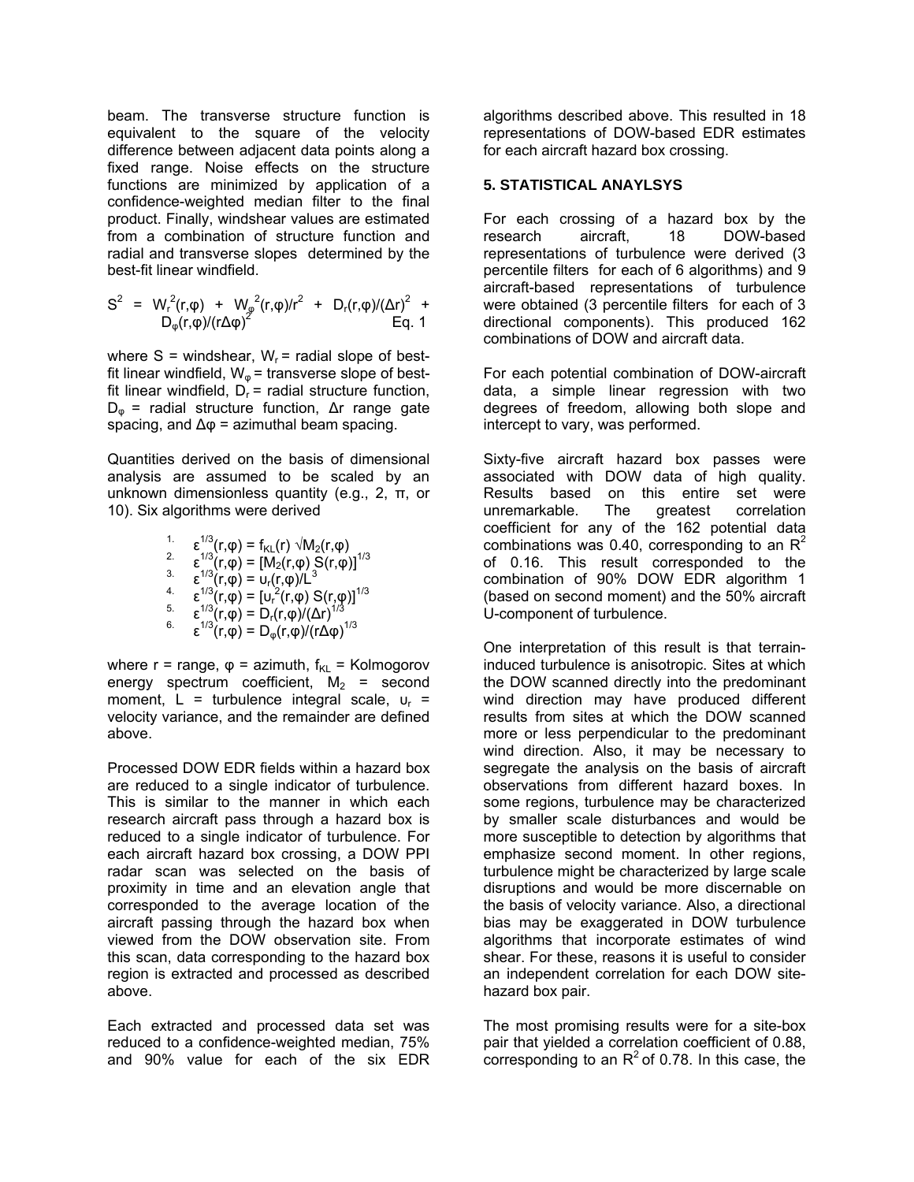beam. The transverse structure function is equivalent to the square of the velocity difference between adjacent data points along a fixed range. Noise effects on the structure functions are minimized by application of a confidence-weighted median filter to the final product. Finally, windshear values are estimated from a combination of structure function and radial and transverse slopes determined by the best-fit linear windfield.

$$S^2 = W_r^2(r,\varphi) + W_\varphi^2(r,\varphi)/r^2 + D_r(r,\varphi)/(\Delta r)^2 + D_\varphi(r,\varphi)/(r\Delta\varphi)^2 \quad \text{Eq. 1}$$

where S = windshear, $W_r$ = radial slope of best-fit linear windfield, $W_\varphi$ = transverse slope of best-fit linear windfield, $D_r$ = radial structure function, $D_\varphi$ = radial structure function, Δr range gate spacing, and Δφ = azimuthal beam spacing.

Quantities derived on the basis of dimensional analysis are assumed to be scaled by an unknown dimensionless quantity (e.g., 2, π, or 10). Six algorithms were derived

1. $\varepsilon^{1/3}(r,\varphi) = f_{KL}(r)\sqrt{M_2(r,\varphi)}$
2. $\varepsilon^{1/3}(r,\varphi) = [M_2(r,\varphi)\, S(r,\varphi)]^{1/3}$
3. $\varepsilon^{1/3}(r,\varphi) = \upsilon_r(r,\varphi)/L^3$
4. $\varepsilon^{1/3}(r,\varphi) = [\upsilon_r^2(r,\varphi)\, S(r,\varphi)]^{1/3}$
5. $\varepsilon^{1/3}(r,\varphi) = D_r(r,\varphi)/(\Delta r)^{1/3}$
6. $\varepsilon^{1/3}(r,\varphi) = D_\varphi(r,\varphi)/(r\Delta\varphi)^{1/3}$

where r = range, φ = azimuth, $f_{KL}$ = Kolmogorov energy spectrum coefficient, $M_2$ = second moment, L = turbulence integral scale, $\upsilon_r$ = velocity variance, and the remainder are defined above.

Processed DOW EDR fields within a hazard box are reduced to a single indicator of turbulence. This is similar to the manner in which each research aircraft pass through a hazard box is reduced to a single indicator of turbulence. For each aircraft hazard box crossing, a DOW PPI radar scan was selected on the basis of proximity in time and an elevation angle that corresponded to the average location of the aircraft passing through the hazard box when viewed from the DOW observation site. From this scan, data corresponding to the hazard box region is extracted and processed as described above.

Each extracted and processed data set was reduced to a confidence-weighted median, 75% and 90% value for each of the six EDR algorithms described above. This resulted in 18 representations of DOW-based EDR estimates for each aircraft hazard box crossing.

## 5. STATISTICAL ANAYLSYS

For each crossing of a hazard box by the research aircraft, 18 DOW-based representations of turbulence were derived (3 percentile filters for each of 6 algorithms) and 9 aircraft-based representations of turbulence were obtained (3 percentile filters for each of 3 directional components). This produced 162 combinations of DOW and aircraft data.

For each potential combination of DOW-aircraft data, a simple linear regression with two degrees of freedom, allowing both slope and intercept to vary, was performed.

Sixty-five aircraft hazard box passes were associated with DOW data of high quality. Results based on this entire set were unremarkable. The greatest correlation coefficient for any of the 162 potential data combinations was 0.40, corresponding to an $R^2$ of 0.16. This result corresponded to the combination of 90% DOW EDR algorithm 1 (based on second moment) and the 50% aircraft U-component of turbulence.

One interpretation of this result is that terrain-induced turbulence is anisotropic. Sites at which the DOW scanned directly into the predominant wind direction may have produced different results from sites at which the DOW scanned more or less perpendicular to the predominant wind direction. Also, it may be necessary to segregate the analysis on the basis of aircraft observations from different hazard boxes. In some regions, turbulence may be characterized by smaller scale disturbances and would be more susceptible to detection by algorithms that emphasize second moment. In other regions, turbulence might be characterized by large scale disruptions and would be more discernable on the basis of velocity variance. Also, a directional bias may be exaggerated in DOW turbulence algorithms that incorporate estimates of wind shear. For these, reasons it is useful to consider an independent correlation for each DOW site-hazard box pair.

The most promising results were for a site-box pair that yielded a correlation coefficient of 0.88, corresponding to an $R^2$ of 0.78. In this case, the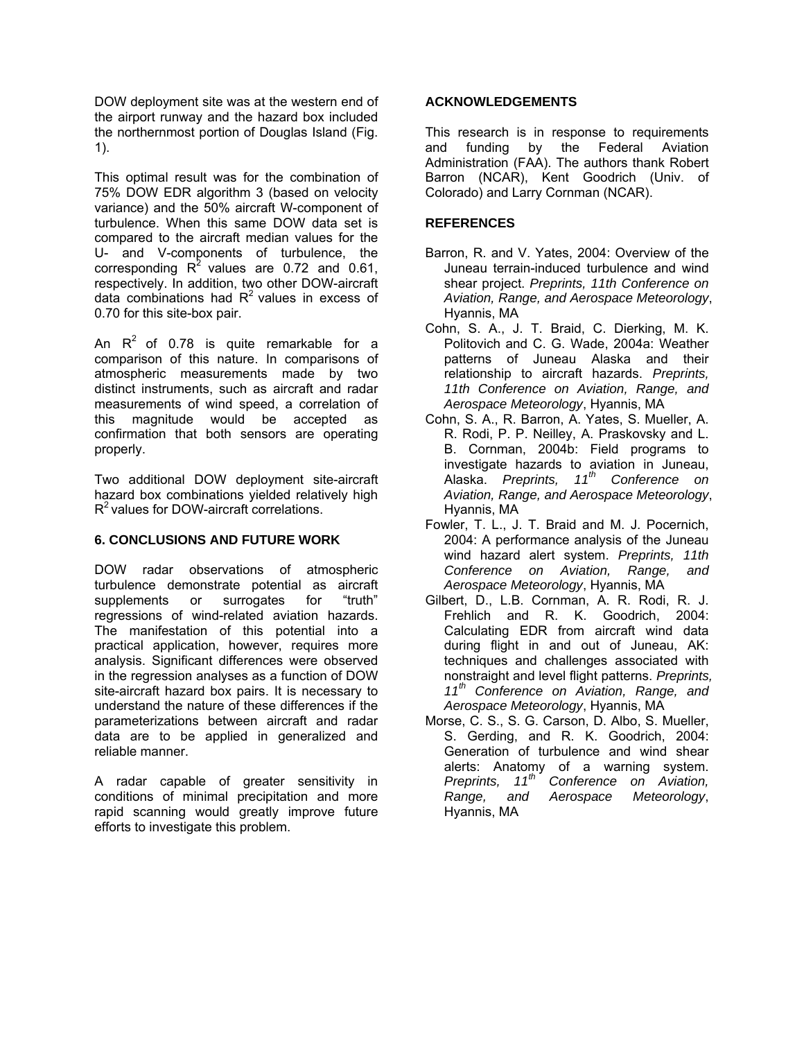DOW deployment site was at the western end of the airport runway and the hazard box included the northernmost portion of Douglas Island (Fig. 1).

This optimal result was for the combination of 75% DOW EDR algorithm 3 (based on velocity variance) and the 50% aircraft W-component of turbulence. When this same DOW data set is compared to the aircraft median values for the U- and V-components of turbulence, the corresponding $R^2$ values are 0.72 and 0.61, respectively. In addition, two other DOW-aircraft data combinations had $R^2$ values in excess of 0.70 for this site-box pair.

An $R^2$ of 0.78 is quite remarkable for a comparison of this nature. In comparisons of atmospheric measurements made by two distinct instruments, such as aircraft and radar measurements of wind speed, a correlation of this magnitude would be accepted as confirmation that both sensors are operating properly.

Two additional DOW deployment site-aircraft hazard box combinations yielded relatively high $R^2$ values for DOW-aircraft correlations.

## 6. CONCLUSIONS AND FUTURE WORK

DOW radar observations of atmospheric turbulence demonstrate potential as aircraft supplements or surrogates for "truth" regressions of wind-related aviation hazards. The manifestation of this potential into a practical application, however, requires more analysis. Significant differences were observed in the regression analyses as a function of DOW site-aircraft hazard box pairs. It is necessary to understand the nature of these differences if the parameterizations between aircraft and radar data are to be applied in generalized and reliable manner.

A radar capable of greater sensitivity in conditions of minimal precipitation and more rapid scanning would greatly improve future efforts to investigate this problem.

## ACKNOWLEDGEMENTS

This research is in response to requirements and funding by the Federal Aviation Administration (FAA). The authors thank Robert Barron (NCAR), Kent Goodrich (Univ. of Colorado) and Larry Cornman (NCAR).

## REFERENCES

Barron, R. and V. Yates, 2004: Overview of the Juneau terrain-induced turbulence and wind shear project. *Preprints, 11th Conference on Aviation, Range, and Aerospace Meteorology*, Hyannis, MA

Cohn, S. A., J. T. Braid, C. Dierking, M. K. Politovich and C. G. Wade, 2004a: Weather patterns of Juneau Alaska and their relationship to aircraft hazards. *Preprints, 11th Conference on Aviation, Range, and Aerospace Meteorology*, Hyannis, MA

Cohn, S. A., R. Barron, A. Yates, S. Mueller, A. R. Rodi, P. P. Neilley, A. Praskovsky and L. B. Cornman, 2004b: Field programs to investigate hazards to aviation in Juneau, Alaska. *Preprints, 11th Conference on Aviation, Range, and Aerospace Meteorology*, Hyannis, MA

Fowler, T. L., J. T. Braid and M. J. Pocernich, 2004: A performance analysis of the Juneau wind hazard alert system. *Preprints, 11th Conference on Aviation, Range, and Aerospace Meteorology*, Hyannis, MA

Gilbert, D., L.B. Cornman, A. R. Rodi, R. J. Frehlich and R. K. Goodrich, 2004: Calculating EDR from aircraft wind data during flight in and out of Juneau, AK: techniques and challenges associated with nonstraight and level flight patterns. *Preprints, 11th Conference on Aviation, Range, and Aerospace Meteorology*, Hyannis, MA

Morse, C. S., S. G. Carson, D. Albo, S. Mueller, S. Gerding, and R. K. Goodrich, 2004: Generation of turbulence and wind shear alerts: Anatomy of a warning system. *Preprints, 11th Conference on Aviation, Range, and Aerospace Meteorology*, Hyannis, MA